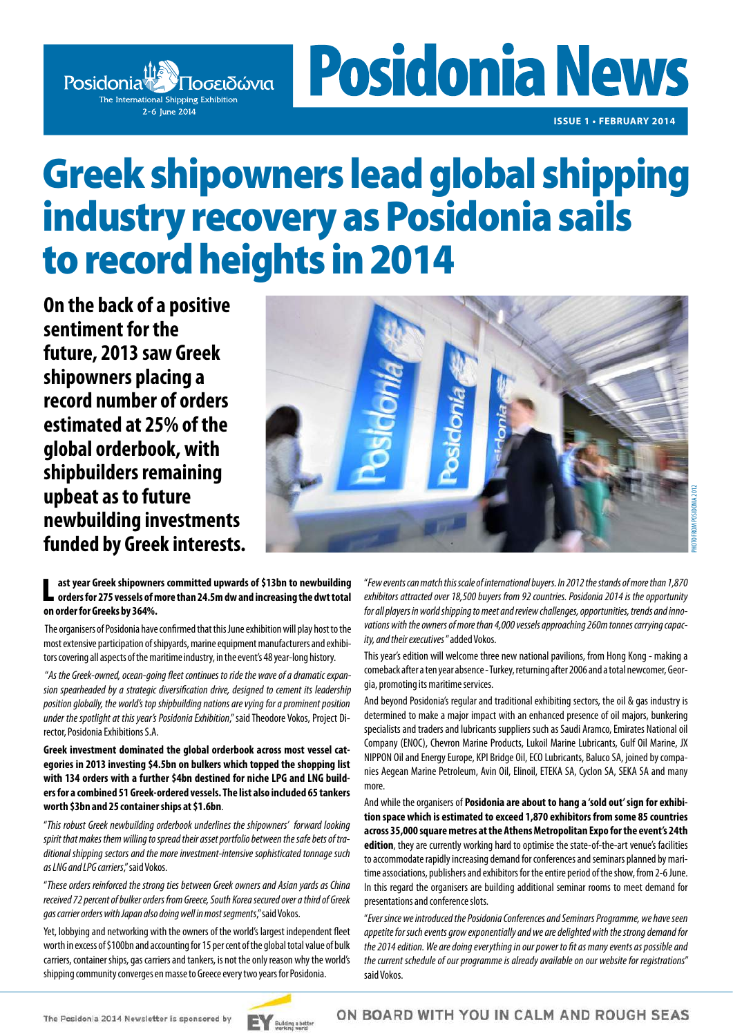# Posidonia News

**ISSUE 1 • FEBRUARY 2014**

# Greek shipowners lead global shipping industry recovery as Posidonia sails to record heights in 2014

**On the back of a positive sentiment for the future, 2013 saw Greek shipowners placing a record number of orders estimated at 25% of the global orderbook, with shipbuilders remaining upbeat as to future newbuilding investments funded by Greek interests.**

PHOTO FROM POSIDONIA 2012

**Last year Greek shipowners committed upwards of $13bn to newbuilding orders for 275 vessels of more than 24.5m dw and increasing the dwt total on order for Greeks by 364%.**

The organisers of Posidonia have confirmed that this June exhibition will play host to the most extensive participation of shipyards, marine equipment manufacturers and exhibitors covering all aspects of the maritime industry, in the event's 48 year-long history.

"*As the Greek-owned, ocean-going fleet continues to ride the wave of a dramatic expansion spearheaded by a strategic diversification drive, designed to cement its leadership position globally, the world's top shipbuilding nations are vying for a prominent position under the spotlight at this year's Posidonia Exhibition*," said Theodore Vokos, Project Director, Posidonia Exhibitions S.A.

**Greek investment dominated the global orderbook across most vessel categories in 2013 investing $4.5bn on bulkers which topped the shopping list with 134 orders with a further $4bn destined for niche LPG and LNG builders for a combined 51 Greek-ordered vessels. The list also included 65 tankers worth $3bn and 25 container ships at $1.6bn**.

"*This robust Greek newbuilding orderbook underlines the shipowners' forward looking spirit that makes them willing to spread their asset portfolio between the safe bets of traditional shipping sectors and the more investment-intensive sophisticated tonnage such as LNG and LPG carriers*," said Vokos.

"*These orders reinforced the strong ties between Greek owners and Asian yards as China received 72 percent of bulker orders from Greece, South Korea secured over a third of Greek gas carrier orders with Japan also doing well in most segments*," said Vokos.

Yet, lobbying and networking with the owners of the world's largest independent fleet worth in excess of $100bn and accounting for 15 per cent of the global total value of bulk carriers, container ships, gas carriers and tankers, is not the only reason why the world's shipping community converges en masse to Greece every two years for Posidonia.

"*Few events can match this scale of international buyers. In 2012 the stands of more than 1,870 exhibitors attracted over 18,500 buyers from 92 countries. Posidonia 2014 is the opportunity for all players in world shipping to meet and review challenges, opportunities, trends and innovations with the owners of more than 4,000 vessels approaching 260m tonnes carrying capacity, and their executives*" added Vokos.

This year's edition will welcome three new national pavilions, from Hong Kong - making a comeback after a ten year absence - Turkey, returning after 2006 and a total newcomer, Georgia, promoting its maritime services.

And beyond Posidonia's regular and traditional exhibiting sectors, the oil & gas industry is determined to make a major impact with an enhanced presence of oil majors, bunkering specialists and traders and lubricants suppliers such as Saudi Aramco, Emirates National oil Company (ENOC), Chevron Marine Products, Lukoil Marine Lubricants, Gulf Oil Marine, JX NIPPON Oil and Energy Europe, KPI Bridge Oil, ECO Lubricants, Baluco SA, joined by companies Aegean Marine Petroleum, Avin Oil, Elinoil, ETEKA SA, Cyclon SA, SEKA SA and many more.

And while the organisers of **Posidonia are about to hang a 'sold out' sign for exhibition space which is estimated to exceed 1,870 exhibitors from some 85 countries across 35,000 square metres at the Athens Metropolitan Expo for the event's 24th edition**, they are currently working hard to optimise the state-of-the-art venue's facilities to accommodate rapidly increasing demand for conferences and seminars planned by maritime associations, publishers and exhibitors for the entire period of the show, from 2-6 June. In this regard the organisers are building additional seminar rooms to meet demand for presentations and conference slots.

"*Ever since we introduced the Posidonia Conferences and Seminars Programme, we have seen appetite for such events grow exponentially and we are delighted with the strong demand for the 2014 edition. We are doing everything in our power to fit as many events as possible and the current schedule of our programme is already available on our website for registrations*" said Vokos.

The Posidonia 2014 Newsletter is sponsored by EY Building a better working world

ON BOARD WITH YOU IN CALM AND ROUGH SEAS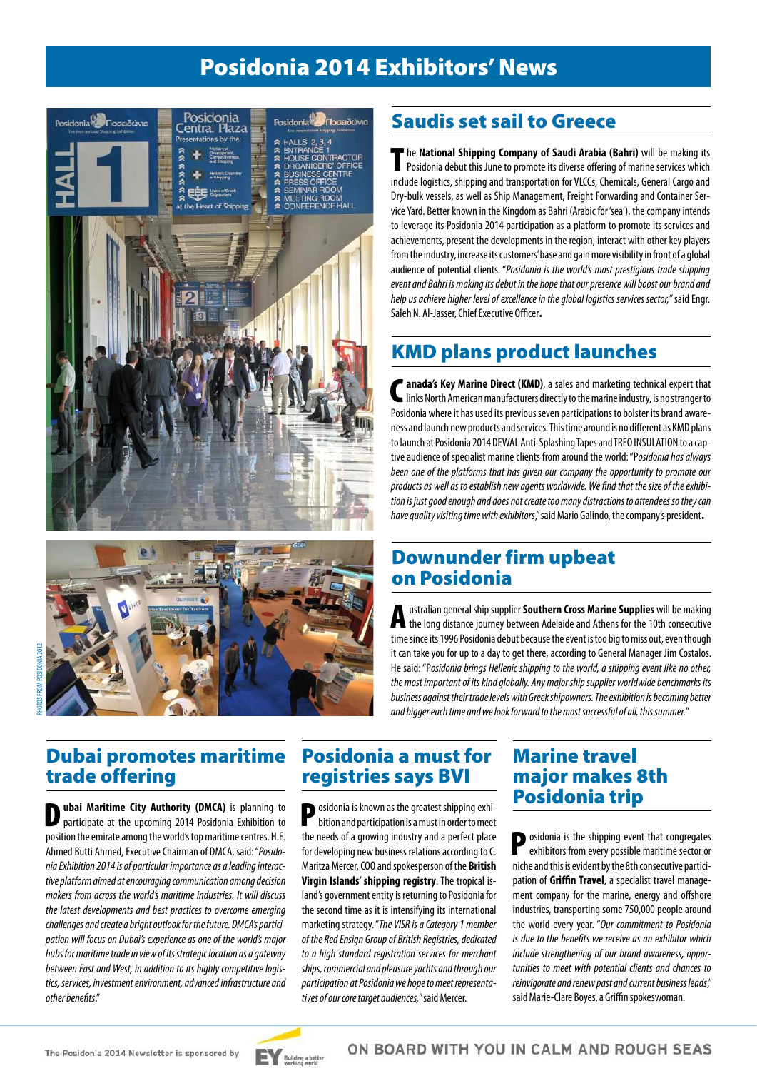# Posidonia 2014 Exhibitors' News

PHOTOS FROM POSIDONIA 2012

## Saudis set sail to Greece

The **National Shipping Company of Saudi Arabia (Bahri)** will be making its Posidonia debut this June to promote its diverse offering of marine services which include logistics, shipping and transportation for VLCCs, Chemicals, General Cargo and Dry-bulk vessels, as well as Ship Management, Freight Forwarding and Container Service Yard. Better known in the Kingdom as Bahri (Arabic for 'sea'), the company intends to leverage its Posidonia 2014 participation as a platform to promote its services and achievements, present the developments in the region, interact with other key players from the industry, increase its customers' base and gain more visibility in front of a global audience of potential clients. "*Posidonia is the world's most prestigious trade shipping event and Bahri is making its debut in the hope that our presence will boost our brand and help us achieve higher level of excellence in the global logistics services sector,*" said Engr. Saleh N. Al-Jasser, Chief Executive Officer.

## KMD plans product launches

**Canada's Key Marine Direct (KMD)**, a sales and marketing technical expert that links North American manufacturers directly to the marine industry, is no stranger to Posidonia where it has used its previous seven participations to bolster its brand awareness and launch new products and services. This time around is no different as KMD plans to launch at Posidonia 2014 DEWAL Anti-Splashing Tapes and TREO INSULATION to a captive audience of specialist marine clients from around the world: "*Posidonia has always been one of the platforms that has given our company the opportunity to promote our products as well as to establish new agents worldwide. We find that the size of the exhibition is just good enough and does not create too many distractions to attendees so they can have quality visiting time with exhibitors,*" said Mario Galindo, the company's president.

## Downunder firm upbeat on Posidonia

Australian general ship supplier **Southern Cross Marine Supplies** will be making the long distance journey between Adelaide and Athens for the 10th consecutive time since its 1996 Posidonia debut because the event is too big to miss out, even though it can take you for up to a day to get there, according to General Manager Jim Costalos. He said: "*Posidonia brings Hellenic shipping to the world, a shipping event like no other, the most important of its kind globally. Any major ship supplier worldwide benchmarks its business against their trade levels with Greek shipowners. The exhibition is becoming better and bigger each time and we look forward to the most successful of all, this summer.*"

## Dubai promotes maritime trade offering

**Dubai Maritime City Authority (DMCA)** is planning to participate at the upcoming 2014 Posidonia Exhibition to position the emirate among the world's top maritime centres. H.E. Ahmed Butti Ahmed, Executive Chairman of DMCA, said: "*Posidonia Exhibition 2014 is of particular importance as a leading interactive platform aimed at encouraging communication among decision makers from across the world's maritime industries. It will discuss the latest developments and best practices to overcome emerging challenges and create a bright outlook for the future. DMCA's participation will focus on Dubai's experience as one of the world's major hubs for maritime trade in view of its strategic location as a gateway between East and West, in addition to its highly competitive logistics, services, investment environment, advanced infrastructure and other benefits.*"

## Posidonia a must for registries says BVI

Posidonia is known as the greatest shipping exhibition and participation is a must in order to meet the needs of a growing industry and a perfect place for developing new business relations according to C. Maritza Mercer, COO and spokesperson of the **British Virgin Islands' shipping registry**. The tropical island's government entity is returning to Posidonia for the second time as it is intensifying its international marketing strategy. "*The VISR is a Category 1 member of the Red Ensign Group of British Registries, dedicated to a high standard registration services for merchant ships, commercial and pleasure yachts and through our participation at Posidonia we hope to meet representatives of our core target audiences,*" said Mercer.

## Marine travel major makes 8th Posidonia trip

Posidonia is the shipping event that congregates exhibitors from every possible maritime sector or niche and this is evident by the 8th consecutive participation of **Griffin Travel**, a specialist travel management company for the marine, energy and offshore industries, transporting some 750,000 people around the world every year. "*Our commitment to Posidonia is due to the benefits we receive as an exhibitor which include strengthening of our brand awareness, opportunities to meet with potential clients and chances to reinvigorate and renew past and current business leads,*" said Marie-Clare Boyes, a Griffin spokeswoman.

The Posidonia 2014 Newsletter is sponsored by EY Building a better working world — ON BOARD WITH YOU IN CALM AND ROUGH SEAS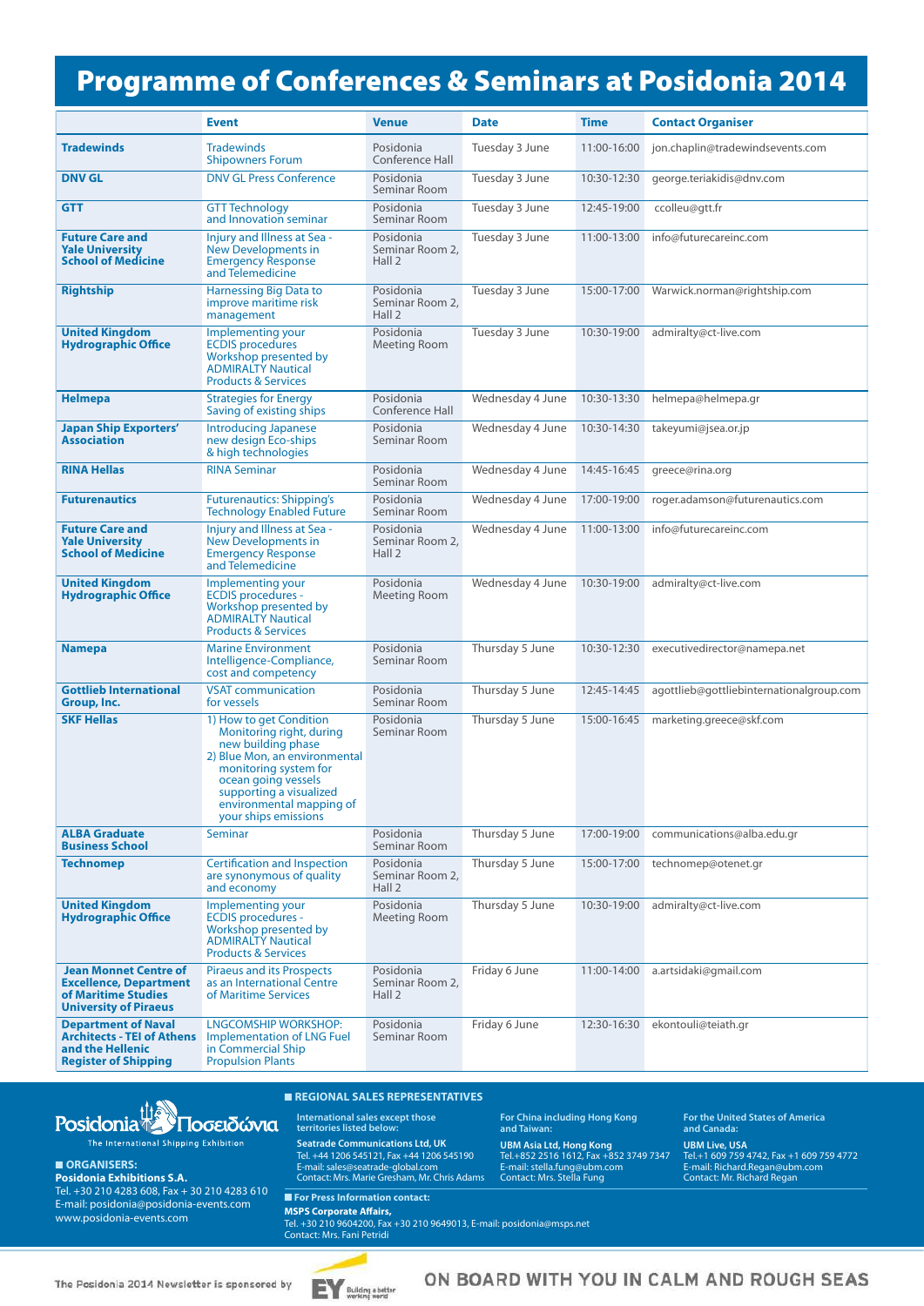# Programme of Conferences & Seminars at Posidonia 2014

| | Event | Venue | Date | Time | Contact Organiser |
|---|---|---|---|---|---|
| **Tradewinds** | Tradewinds Shipowners Forum | Posidonia Conference Hall | Tuesday 3 June | 11:00-16:00 | jon.chaplin@tradewindsevents.com |
| **DNV GL** | DNV GL Press Conference | Posidonia Seminar Room | Tuesday 3 June | 10:30-12:30 | george.teriakidis@dnv.com |
| **GTT** | GTT Technology and Innovation seminar | Posidonia Seminar Room | Tuesday 3 June | 12:45-19:00 | ccolleu@gtt.fr |
| **Future Care and Yale University School of Medicine** | Injury and Illness at Sea - New Developments in Emergency Response and Telemedicine | Posidonia Seminar Room 2, Hall 2 | Tuesday 3 June | 11:00-13:00 | info@futurecareinc.com |
| **Rightship** | Harnessing Big Data to improve maritime risk management | Posidonia Seminar Room 2, Hall 2 | Tuesday 3 June | 15:00-17:00 | Warwick.norman@rightship.com |
| **United Kingdom Hydrographic Office** | Implementing your ECDIS procedures Workshop presented by ADMIRALTY Nautical Products & Services | Posidonia Meeting Room | Tuesday 3 June | 10:30-19:00 | admiralty@ct-live.com |
| **Helmepa** | Strategies for Energy Saving of existing ships | Posidonia Conference Hall | Wednesday 4 June | 10:30-13:30 | helmepa@helmepa.gr |
| **Japan Ship Exporters' Association** | Introducing Japanese new design Eco-ships & high technologies | Posidonia Seminar Room | Wednesday 4 June | 10:30-14:30 | takeyumi@jsea.or.jp |
| **RINA Hellas** | RINA Seminar | Posidonia Seminar Room | Wednesday 4 June | 14:45-16:45 | greece@rina.org |
| **Futurenautics** | Futurenautics: Shipping's Technology Enabled Future | Posidonia Seminar Room | Wednesday 4 June | 17:00-19:00 | roger.adamson@futurenautics.com |
| **Future Care and Yale University School of Medicine** | Injury and Illness at Sea - New Developments in Emergency Response and Telemedicine | Posidonia Seminar Room 2, Hall 2 | Wednesday 4 June | 11:00-13:00 | info@futurecareinc.com |
| **United Kingdom Hydrographic Office** | Implementing your ECDIS procedures - Workshop presented by ADMIRALTY Nautical Products & Services | Posidonia Meeting Room | Wednesday 4 June | 10:30-19:00 | admiralty@ct-live.com |
| **Namepa** | Marine Environment Intelligence-Compliance, cost and competency | Posidonia Seminar Room | Thursday 5 June | 10:30-12:30 | executivedirector@namepa.net |
| **Gottlieb International Group, Inc.** | VSAT communication for vessels | Posidonia Seminar Room | Thursday 5 June | 12:45-14:45 | agottlieb@gottliebinternationalgroup.com |
| **SKF Hellas** | 1) How to get Condition Monitoring right, during new building phase<br>2) Blue Mon, an environmental monitoring system for ocean going vessels supporting a visualized environmental mapping of your ships emissions | Posidonia Seminar Room | Thursday 5 June | 15:00-16:45 | marketing.greece@skf.com |
| **ALBA Graduate Business School** | Seminar | Posidonia Seminar Room | Thursday 5 June | 17:00-19:00 | communications@alba.edu.gr |
| **Technomep** | Certification and Inspection are synonymous of quality and economy | Posidonia Seminar Room 2, Hall 2 | Thursday 5 June | 15:00-17:00 | technomep@otenet.gr |
| **United Kingdom Hydrographic Office** | Implementing your ECDIS procedures - Workshop presented by ADMIRALTY Nautical Products & Services | Posidonia Meeting Room | Thursday 5 June | 10:30-19:00 | admiralty@ct-live.com |
| **Jean Monnet Centre of Excellence, Department of Maritime Studies University of Piraeus** | Piraeus and its Prospects as an International Centre of Maritime Services | Posidonia Seminar Room 2, Hall 2 | Friday 6 June | 11:00-14:00 | a.artsidaki@gmail.com |
| **Department of Naval Architects - TEI of Athens and the Hellenic Register of Shipping** | LNGCOMSHIP WORKSHOP: Implementation of LNG Fuel in Commercial Ship Propulsion Plants | Posidonia Seminar Room | Friday 6 June | 12:30-16:30 | ekontouli@teiath.gr |

Posidonia Ποσειδώνια
The International Shipping Exhibition

**ORGANISERS:**
**Posidonia Exhibitions S.A.**
Tel. +30 210 4283 608, Fax + 30 210 4283 610
E-mail: posidonia@posidonia-events.com
www.posidonia-events.com

## REGIONAL SALES REPRESENTATIVES

**International sales except those territories listed below:**
**Seatrade Communications Ltd, UK**
Tel. +44 1206 545121, Fax +44 1206 545190
E-mail: sales@seatrade-global.com
Contact: Mrs. Marie Gresham, Mr. Chris Adams

**For China including Hong Kong and Taiwan:**
**UBM Asia Ltd, Hong Kong**
Tel.+852 2516 1612, Fax +852 3749 7347
E-mail: stella.fung@ubm.com
Contact: Mrs. Stella Fung

**For the United States of America and Canada:**
**UBM Live, USA**
Tel.+1 609 759 4742, Fax +1 609 759 4772
E-mail: Richard.Regan@ubm.com
Contact: Mr. Richard Regan

**For Press Information contact:**
**MSPS Corporate Affairs,**
Tel. +30 210 9604200, Fax +30 210 9649013, E-mail: posidonia@msps.net
Contact: Mrs. Fani Petridi

The Posidonia 2014 Newsletter is sponsored by EY Building a better working world

ON BOARD WITH YOU IN CALM AND ROUGH SEAS